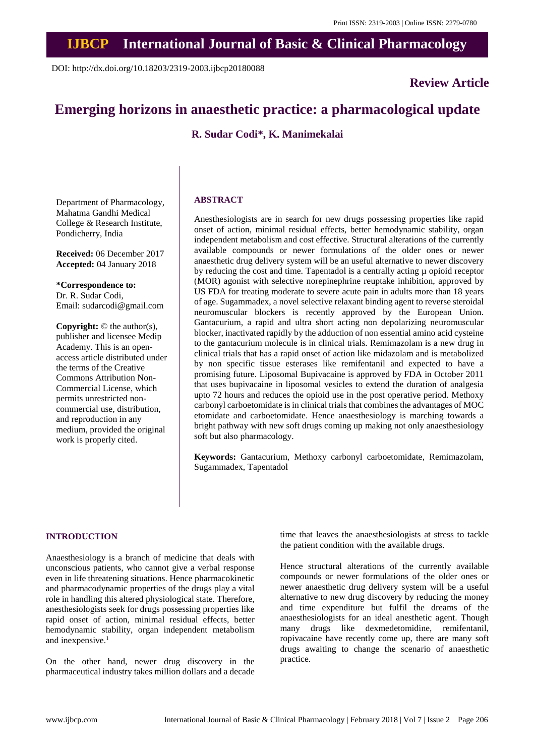Print ISSN: 2319-2003 | Online ISSN: 2279-0780

# IJBCP International Journal of Basic & Clinical Pharmacology

DOI: http://dx.doi.org/10.18203/2319-2003.ijbcp20180088

**Review Article**

# Emerging horizons in anaesthetic practice: a pharmacological update

**R. Sudar Codi\*, K. Manimekalai**

Department of Pharmacology, Mahatma Gandhi Medical College & Research Institute, Pondicherry, India

**Received:** 06 December 2017
**Accepted:** 04 January 2018

**\*Correspondence to:**
Dr. R. Sudar Codi,
Email: sudarcodi@gmail.com

**Copyright:** © the author(s), publisher and licensee Medip Academy. This is an open-access article distributed under the terms of the Creative Commons Attribution Non-Commercial License, which permits unrestricted non-commercial use, distribution, and reproduction in any medium, provided the original work is properly cited.

## ABSTRACT

Anesthesiologists are in search for new drugs possessing properties like rapid onset of action, minimal residual effects, better hemodynamic stability, organ independent metabolism and cost effective. Structural alterations of the currently available compounds or newer formulations of the older ones or newer anaesthetic drug delivery system will be an useful alternative to newer discovery by reducing the cost and time. Tapentadol is a centrally acting μ opioid receptor (MOR) agonist with selective norepinephrine reuptake inhibition, approved by US FDA for treating moderate to severe acute pain in adults more than 18 years of age. Sugammadex, a novel selective relaxant binding agent to reverse steroidal neuromuscular blockers is recently approved by the European Union. Gantacurium, a rapid and ultra short acting non depolarizing neuromuscular blocker, inactivated rapidly by the adduction of non essential amino acid cysteine to the gantacurium molecule is in clinical trials. Remimazolam is a new drug in clinical trials that has a rapid onset of action like midazolam and is metabolized by non specific tissue esterases like remifentanil and expected to have a promising future. Liposomal Bupivacaine is approved by FDA in October 2011 that uses bupivacaine in liposomal vesicles to extend the duration of analgesia upto 72 hours and reduces the opioid use in the post operative period. Methoxy carbonyl carboetomidate is in clinical trials that combines the advantages of MOC etomidate and carboetomidate. Hence anaesthesiology is marching towards a bright pathway with new soft drugs coming up making not only anaesthesiology soft but also pharmacology.

**Keywords:** Gantacurium, Methoxy carbonyl carboetomidate, Remimazolam, Sugammadex, Tapentadol

## INTRODUCTION

Anaesthesiology is a branch of medicine that deals with unconscious patients, who cannot give a verbal response even in life threatening situations. Hence pharmacokinetic and pharmacodynamic properties of the drugs play a vital role in handling this altered physiological state. Therefore, anesthesiologists seek for drugs possessing properties like rapid onset of action, minimal residual effects, better hemodynamic stability, organ independent metabolism and inexpensive.[1]

On the other hand, newer drug discovery in the pharmaceutical industry takes million dollars and a decade time that leaves the anaesthesiologists at stress to tackle the patient condition with the available drugs.

Hence structural alterations of the currently available compounds or newer formulations of the older ones or newer anaesthetic drug delivery system will be a useful alternative to new drug discovery by reducing the money and time expenditure but fulfil the dreams of the anaesthesiologists for an ideal anesthetic agent. Though many drugs like dexmedetomidine, remifentanil, ropivacaine have recently come up, there are many soft drugs awaiting to change the scenario of anaesthetic practice.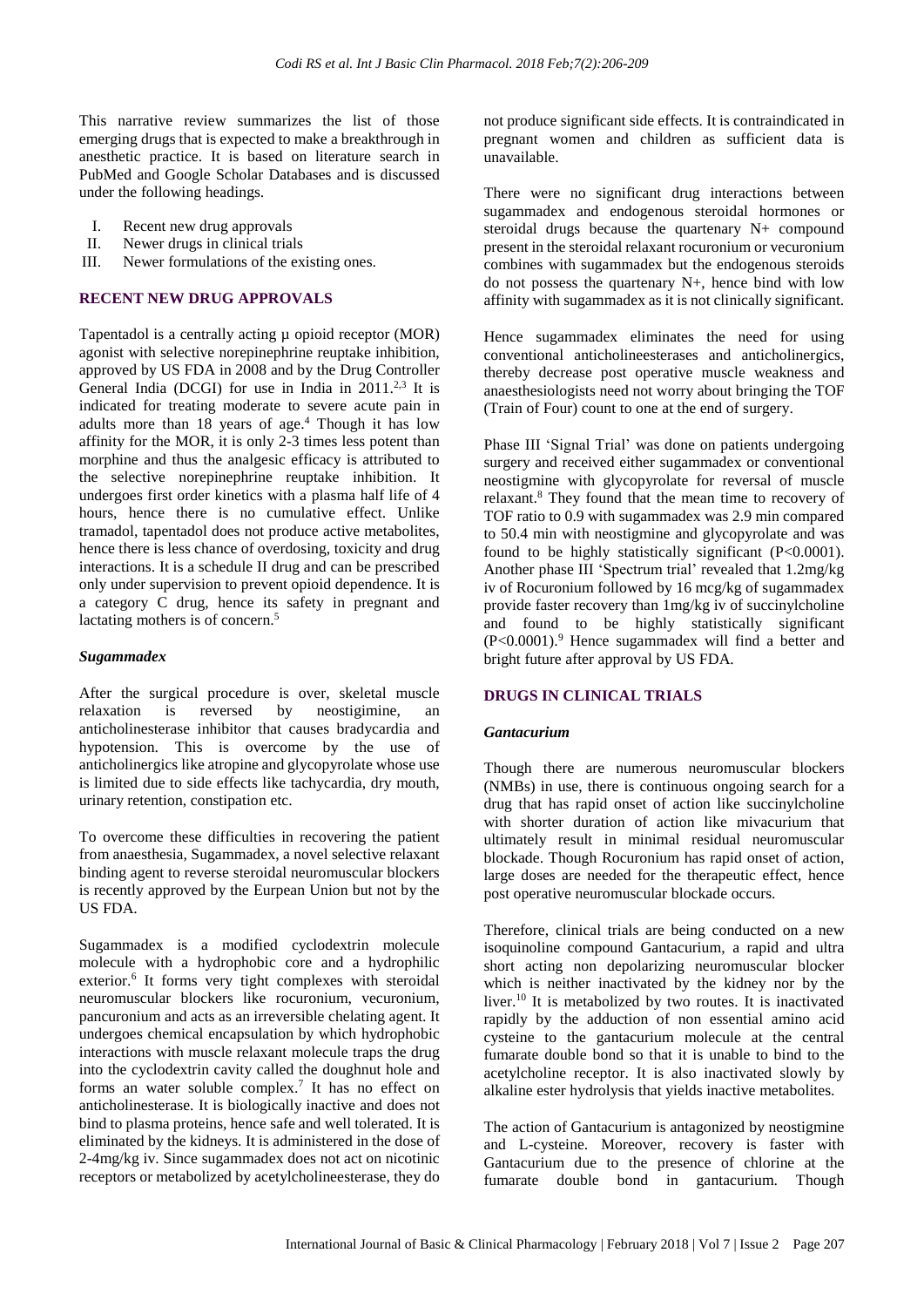This narrative review summarizes the list of those emerging drugs that is expected to make a breakthrough in anesthetic practice. It is based on literature search in PubMed and Google Scholar Databases and is discussed under the following headings.

I. Recent new drug approvals
II. Newer drugs in clinical trials
III. Newer formulations of the existing ones.

## RECENT NEW DRUG APPROVALS

Tapentadol is a centrally acting µ opioid receptor (MOR) agonist with selective norepinephrine reuptake inhibition, approved by US FDA in 2008 and by the Drug Controller General India (DCGI) for use in India in 2011.[2,3] It is indicated for treating moderate to severe acute pain in adults more than 18 years of age.[4] Though it has low affinity for the MOR, it is only 2-3 times less potent than morphine and thus the analgesic efficacy is attributed to the selective norepinephrine reuptake inhibition. It undergoes first order kinetics with a plasma half life of 4 hours, hence there is no cumulative effect. Unlike tramadol, tapentadol does not produce active metabolites, hence there is less chance of overdosing, toxicity and drug interactions. It is a schedule II drug and can be prescribed only under supervision to prevent opioid dependence. It is a category C drug, hence its safety in pregnant and lactating mothers is of concern.[5]

### *Sugammadex*

After the surgical procedure is over, skeletal muscle relaxation is reversed by neostigimine, an anticholinesterase inhibitor that causes bradycardia and hypotension. This is overcome by the use of anticholinergics like atropine and glycopyrolate whose use is limited due to side effects like tachycardia, dry mouth, urinary retention, constipation etc.

To overcome these difficulties in recovering the patient from anaesthesia, Sugammadex, a novel selective relaxant binding agent to reverse steroidal neuromuscular blockers is recently approved by the Eurpean Union but not by the US FDA.

Sugammadex is a modified cyclodextrin molecule molecule with a hydrophobic core and a hydrophilic exterior.[6] It forms very tight complexes with steroidal neuromuscular blockers like rocuronium, vecuronium, pancuronium and acts as an irreversible chelating agent. It undergoes chemical encapsulation by which hydrophobic interactions with muscle relaxant molecule traps the drug into the cyclodextrin cavity called the doughnut hole and forms an water soluble complex.[7] It has no effect on anticholinesterase. It is biologically inactive and does not bind to plasma proteins, hence safe and well tolerated. It is eliminated by the kidneys. It is administered in the dose of 2-4mg/kg iv. Since sugammadex does not act on nicotinic receptors or metabolized by acetylcholineesterase, they do not produce significant side effects. It is contraindicated in pregnant women and children as sufficient data is unavailable.

There were no significant drug interactions between sugammadex and endogenous steroidal hormones or steroidal drugs because the quartenary N+ compound present in the steroidal relaxant rocuronium or vecuronium combines with sugammadex but the endogenous steroids do not possess the quartenary N+, hence bind with low affinity with sugammadex as it is not clinically significant.

Hence sugammadex eliminates the need for using conventional anticholineesterases and anticholinergics, thereby decrease post operative muscle weakness and anaesthesiologists need not worry about bringing the TOF (Train of Four) count to one at the end of surgery.

Phase III 'Signal Trial' was done on patients undergoing surgery and received either sugammadex or conventional neostigmine with glycopyrolate for reversal of muscle relaxant.[8] They found that the mean time to recovery of TOF ratio to 0.9 with sugammadex was 2.9 min compared to 50.4 min with neostigmine and glycopyrolate and was found to be highly statistically significant ($P<0.0001$). Another phase III 'Spectrum trial' revealed that 1.2mg/kg iv of Rocuronium followed by 16 mcg/kg of sugammadex provide faster recovery than 1mg/kg iv of succinylcholine and found to be highly statistically significant ($P<0.0001$).[9] Hence sugammadex will find a better and bright future after approval by US FDA.

## DRUGS IN CLINICAL TRIALS

### *Gantacurium*

Though there are numerous neuromuscular blockers (NMBs) in use, there is continuous ongoing search for a drug that has rapid onset of action like succinylcholine with shorter duration of action like mivacurium that ultimately result in minimal residual neuromuscular blockade. Though Rocuronium has rapid onset of action, large doses are needed for the therapeutic effect, hence post operative neuromuscular blockade occurs.

Therefore, clinical trials are being conducted on a new isoquinoline compound Gantacurium, a rapid and ultra short acting non depolarizing neuromuscular blocker which is neither inactivated by the kidney nor by the liver.[10] It is metabolized by two routes. It is inactivated rapidly by the adduction of non essential amino acid cysteine to the gantacurium molecule at the central fumarate double bond so that it is unable to bind to the acetylcholine receptor. It is also inactivated slowly by alkaline ester hydrolysis that yields inactive metabolites.

The action of Gantacurium is antagonized by neostigmine and L-cysteine. Moreover, recovery is faster with Gantacurium due to the presence of chlorine at the fumarate double bond in gantacurium. Though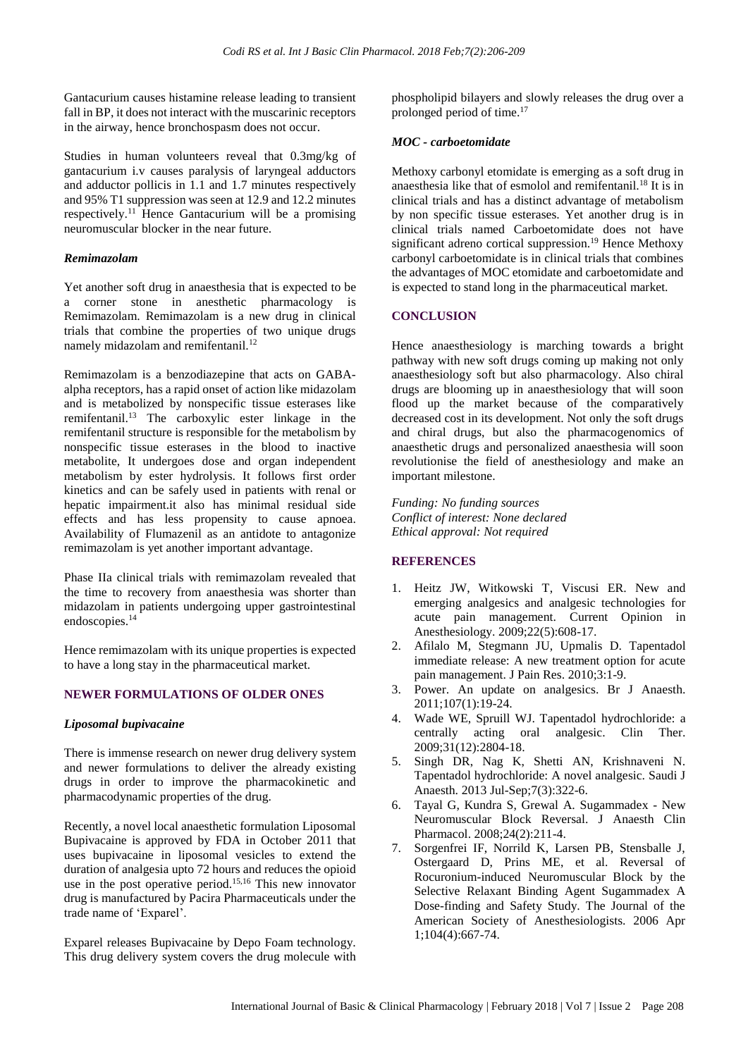Gantacurium causes histamine release leading to transient fall in BP, it does not interact with the muscarinic receptors in the airway, hence bronchospasm does not occur.

Studies in human volunteers reveal that 0.3mg/kg of gantacurium i.v causes paralysis of laryngeal adductors and adductor pollicis in 1.1 and 1.7 minutes respectively and 95% T1 suppression was seen at 12.9 and 12.2 minutes respectively.[11] Hence Gantacurium will be a promising neuromuscular blocker in the near future.

### *Remimazolam*

Yet another soft drug in anaesthesia that is expected to be a corner stone in anesthetic pharmacology is Remimazolam. Remimazolam is a new drug in clinical trials that combine the properties of two unique drugs namely midazolam and remifentanil.[12]

Remimazolam is a benzodiazepine that acts on GABA-alpha receptors, has a rapid onset of action like midazolam and is metabolized by nonspecific tissue esterases like remifentanil.[13] The carboxylic ester linkage in the remifentanil structure is responsible for the metabolism by nonspecific tissue esterases in the blood to inactive metabolite, It undergoes dose and organ independent metabolism by ester hydrolysis. It follows first order kinetics and can be safely used in patients with renal or hepatic impairment.it also has minimal residual side effects and has less propensity to cause apnoea. Availability of Flumazenil as an antidote to antagonize remimazolam is yet another important advantage.

Phase IIa clinical trials with remimazolam revealed that the time to recovery from anaesthesia was shorter than midazolam in patients undergoing upper gastrointestinal endoscopies.[14]

Hence remimazolam with its unique properties is expected to have a long stay in the pharmaceutical market.

## NEWER FORMULATIONS OF OLDER ONES

### *Liposomal bupivacaine*

There is immense research on newer drug delivery system and newer formulations to deliver the already existing drugs in order to improve the pharmacokinetic and pharmacodynamic properties of the drug.

Recently, a novel local anaesthetic formulation Liposomal Bupivacaine is approved by FDA in October 2011 that uses bupivacaine in liposomal vesicles to extend the duration of analgesia upto 72 hours and reduces the opioid use in the post operative period.[15,16] This new innovator drug is manufactured by Pacira Pharmaceuticals under the trade name of 'Exparel'.

Exparel releases Bupivacaine by Depo Foam technology. This drug delivery system covers the drug molecule with phospholipid bilayers and slowly releases the drug over a prolonged period of time.[17]

### *MOC - carboetomidate*

Methoxy carbonyl etomidate is emerging as a soft drug in anaesthesia like that of esmolol and remifentanil.[18] It is in clinical trials and has a distinct advantage of metabolism by non specific tissue esterases. Yet another drug is in clinical trials named Carboetomidate does not have significant adreno cortical suppression.[19] Hence Methoxy carbonyl carboetomidate is in clinical trials that combines the advantages of MOC etomidate and carboetomidate and is expected to stand long in the pharmaceutical market.

## CONCLUSION

Hence anaesthesiology is marching towards a bright pathway with new soft drugs coming up making not only anaesthesiology soft but also pharmacology. Also chiral drugs are blooming up in anaesthesiology that will soon flood up the market because of the comparatively decreased cost in its development. Not only the soft drugs and chiral drugs, but also the pharmacogenomics of anaesthetic drugs and personalized anaesthesia will soon revolutionise the field of anesthesiology and make an important milestone.

*Funding: No funding sources*
*Conflict of interest: None declared*
*Ethical approval: Not required*

## REFERENCES

1. Heitz JW, Witkowski T, Viscusi ER. New and emerging analgesics and analgesic technologies for acute pain management. Current Opinion in Anesthesiology. 2009;22(5):608-17.
2. Afilalo M, Stegmann JU, Upmalis D. Tapentadol immediate release: A new treatment option for acute pain management. J Pain Res. 2010;3:1-9.
3. Power. An update on analgesics. Br J Anaesth. 2011;107(1):19-24.
4. Wade WE, Spruill WJ. Tapentadol hydrochloride: a centrally acting oral analgesic. Clin Ther. 2009;31(12):2804-18.
5. Singh DR, Nag K, Shetti AN, Krishnaveni N. Tapentadol hydrochloride: A novel analgesic. Saudi J Anaesth. 2013 Jul-Sep;7(3):322-6.
6. Tayal G, Kundra S, Grewal A. Sugammadex - New Neuromuscular Block Reversal. J Anaesth Clin Pharmacol. 2008;24(2):211-4.
7. Sorgenfrei IF, Norrild K, Larsen PB, Stensballe J, Ostergaard D, Prins ME, et al. Reversal of Rocuronium-induced Neuromuscular Block by the Selective Relaxant Binding Agent Sugammadex A Dose-finding and Safety Study. The Journal of the American Society of Anesthesiologists. 2006 Apr 1;104(4):667-74.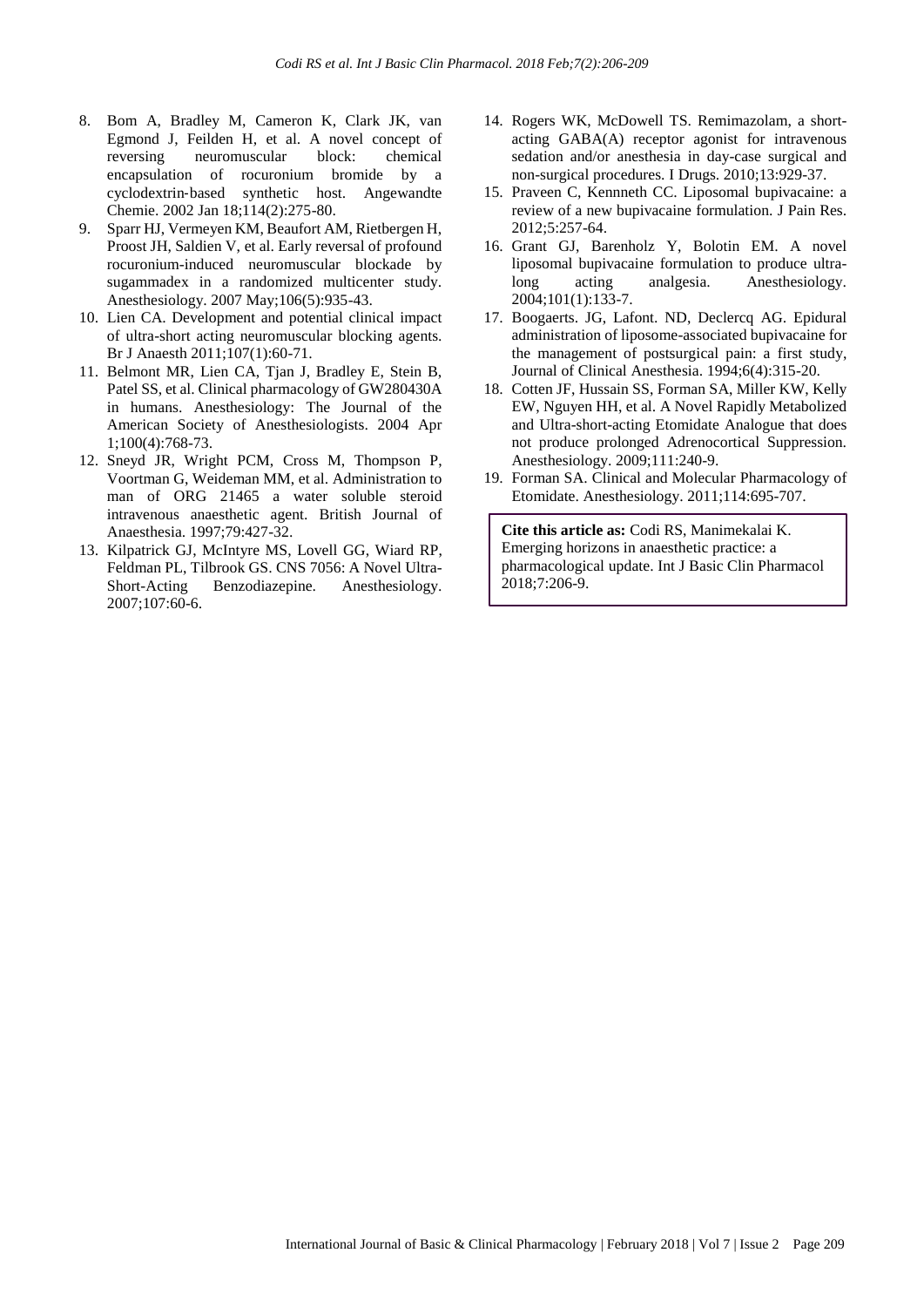8. Bom A, Bradley M, Cameron K, Clark JK, van Egmond J, Feilden H, et al. A novel concept of reversing neuromuscular block: chemical encapsulation of rocuronium bromide by a cyclodextrin‐based synthetic host. Angewandte Chemie. 2002 Jan 18;114(2):275-80.
9. Sparr HJ, Vermeyen KM, Beaufort AM, Rietbergen H, Proost JH, Saldien V, et al. Early reversal of profound rocuronium-induced neuromuscular blockade by sugammadex in a randomized multicenter study. Anesthesiology. 2007 May;106(5):935-43.
10. Lien CA. Development and potential clinical impact of ultra-short acting neuromuscular blocking agents. Br J Anaesth 2011;107(1):60-71.
11. Belmont MR, Lien CA, Tjan J, Bradley E, Stein B, Patel SS, et al. Clinical pharmacology of GW280430A in humans. Anesthesiology: The Journal of the American Society of Anesthesiologists. 2004 Apr 1;100(4):768-73.
12. Sneyd JR, Wright PCM, Cross M, Thompson P, Voortman G, Weideman MM, et al. Administration to man of ORG 21465 a water soluble steroid intravenous anaesthetic agent. British Journal of Anaesthesia. 1997;79:427-32.
13. Kilpatrick GJ, McIntyre MS, Lovell GG, Wiard RP, Feldman PL, Tilbrook GS. CNS 7056: A Novel Ultra-Short-Acting Benzodiazepine. Anesthesiology. 2007;107:60-6.
14. Rogers WK, McDowell TS. Remimazolam, a short-acting GABA(A) receptor agonist for intravenous sedation and/or anesthesia in day-case surgical and non-surgical procedures. I Drugs. 2010;13:929-37.
15. Praveen C, Kennneth CC. Liposomal bupivacaine: a review of a new bupivacaine formulation. J Pain Res. 2012;5:257-64.
16. Grant GJ, Barenholz Y, Bolotin EM. A novel liposomal bupivacaine formulation to produce ultra-long acting analgesia. Anesthesiology. 2004;101(1):133-7.
17. Boogaerts. JG, Lafont. ND, Declercq AG. Epidural administration of liposome-associated bupivacaine for the management of postsurgical pain: a first study, Journal of Clinical Anesthesia. 1994;6(4):315-20.
18. Cotten JF, Hussain SS, Forman SA, Miller KW, Kelly EW, Nguyen HH, et al. A Novel Rapidly Metabolized and Ultra-short-acting Etomidate Analogue that does not produce prolonged Adrenocortical Suppression. Anesthesiology. 2009;111:240-9.
19. Forman SA. Clinical and Molecular Pharmacology of Etomidate. Anesthesiology. 2011;114:695-707.

**Cite this article as:** Codi RS, Manimekalai K. Emerging horizons in anaesthetic practice: a pharmacological update. Int J Basic Clin Pharmacol 2018;7:206-9.